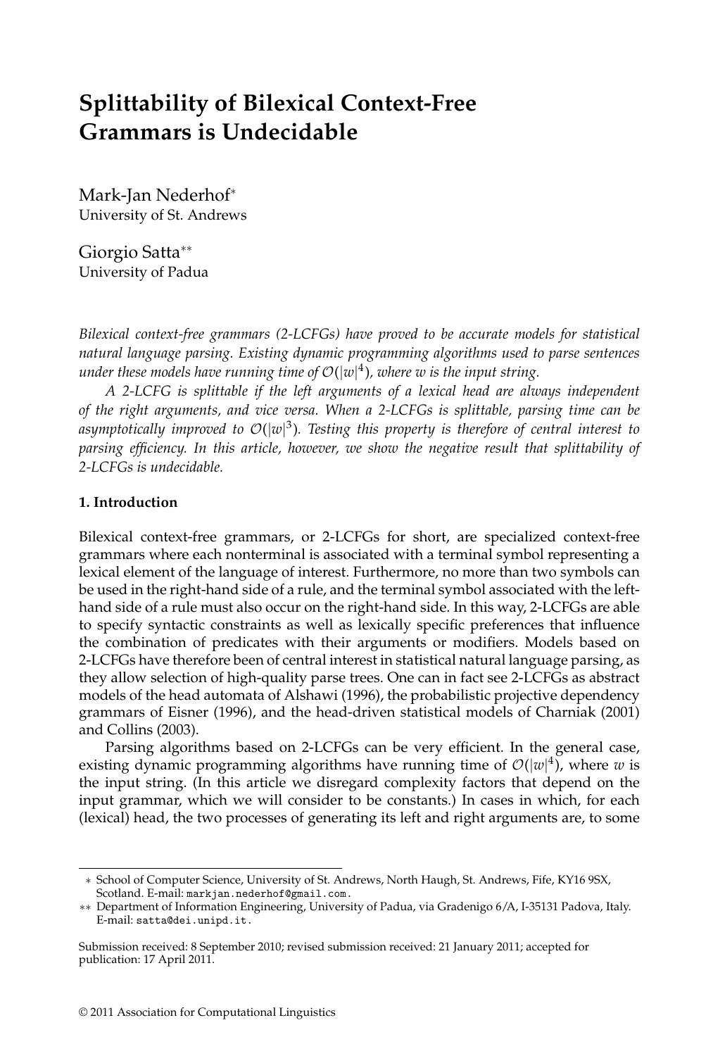# Splittability of Bilexical Context-Free Grammars is Undecidable

Mark-Jan Nederhof*
University of St. Andrews

Giorgio Satta**
University of Padua

*Bilexical context-free grammars (2-LCFGs) have proved to be accurate models for statistical natural language parsing. Existing dynamic programming algorithms used to parse sentences under these models have running time of $\mathcal{O}(|w|^4)$, where w is the input string.*

*A 2-LCFG is splittable if the left arguments of a lexical head are always independent of the right arguments, and vice versa. When a 2-LCFGs is splittable, parsing time can be asymptotically improved to $\mathcal{O}(|w|^3)$. Testing this property is therefore of central interest to parsing efficiency. In this article, however, we show the negative result that splittability of 2-LCFGs is undecidable.*

## 1. Introduction

Bilexical context-free grammars, or 2-LCFGs for short, are specialized context-free grammars where each nonterminal is associated with a terminal symbol representing a lexical element of the language of interest. Furthermore, no more than two symbols can be used in the right-hand side of a rule, and the terminal symbol associated with the left-hand side of a rule must also occur on the right-hand side. In this way, 2-LCFGs are able to specify syntactic constraints as well as lexically specific preferences that influence the combination of predicates with their arguments or modifiers. Models based on 2-LCFGs have therefore been of central interest in statistical natural language parsing, as they allow selection of high-quality parse trees. One can in fact see 2-LCFGs as abstract models of the head automata of Alshawi (1996), the probabilistic projective dependency grammars of Eisner (1996), and the head-driven statistical models of Charniak (2001) and Collins (2003).

Parsing algorithms based on 2-LCFGs can be very efficient. In the general case, existing dynamic programming algorithms have running time of $\mathcal{O}(|w|^4)$, where $w$ is the input string. (In this article we disregard complexity factors that depend on the input grammar, which we will consider to be constants.) In cases in which, for each (lexical) head, the two processes of generating its left and right arguments are, to some

---

\* School of Computer Science, University of St. Andrews, North Haugh, St. Andrews, Fife, KY16 9SX, Scotland. E-mail: markjan.nederhof@gmail.com.

\*\* Department of Information Engineering, University of Padua, via Gradenigo 6/A, I-35131 Padova, Italy. E-mail: satta@dei.unipd.it.

Submission received: 8 September 2010; revised submission received: 21 January 2011; accepted for publication: 17 April 2011.

© 2011 Association for Computational Linguistics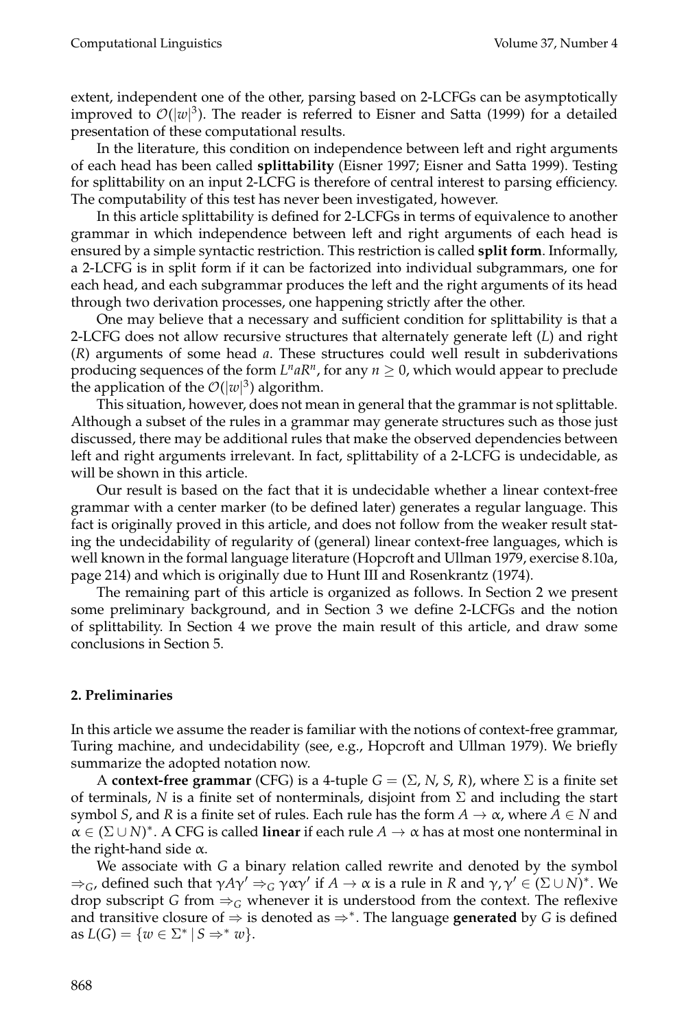extent, independent one of the other, parsing based on 2-LCFGs can be asymptotically improved to $\mathcal{O}(|w|^3)$. The reader is referred to Eisner and Satta (1999) for a detailed presentation of these computational results.

In the literature, this condition on independence between left and right arguments of each head has been called **splittability** (Eisner 1997; Eisner and Satta 1999). Testing for splittability on an input 2-LCFG is therefore of central interest to parsing efficiency. The computability of this test has never been investigated, however.

In this article splittability is defined for 2-LCFGs in terms of equivalence to another grammar in which independence between left and right arguments of each head is ensured by a simple syntactic restriction. This restriction is called **split form**. Informally, a 2-LCFG is in split form if it can be factorized into individual subgrammars, one for each head, and each subgrammar produces the left and the right arguments of its head through two derivation processes, one happening strictly after the other.

One may believe that a necessary and sufficient condition for splittability is that a 2-LCFG does not allow recursive structures that alternately generate left ($L$) and right ($R$) arguments of some head $a$. These structures could well result in subderivations producing sequences of the form $L^n a R^n$, for any $n \geq 0$, which would appear to preclude the application of the $\mathcal{O}(|w|^3)$ algorithm.

This situation, however, does not mean in general that the grammar is not splittable. Although a subset of the rules in a grammar may generate structures such as those just discussed, there may be additional rules that make the observed dependencies between left and right arguments irrelevant. In fact, splittability of a 2-LCFG is undecidable, as will be shown in this article.

Our result is based on the fact that it is undecidable whether a linear context-free grammar with a center marker (to be defined later) generates a regular language. This fact is originally proved in this article, and does not follow from the weaker result stating the undecidability of regularity of (general) linear context-free languages, which is well known in the formal language literature (Hopcroft and Ullman 1979, exercise 8.10a, page 214) and which is originally due to Hunt III and Rosenkrantz (1974).

The remaining part of this article is organized as follows. In Section 2 we present some preliminary background, and in Section 3 we define 2-LCFGs and the notion of splittability. In Section 4 we prove the main result of this article, and draw some conclusions in Section 5.

## 2. Preliminaries

In this article we assume the reader is familiar with the notions of context-free grammar, Turing machine, and undecidability (see, e.g., Hopcroft and Ullman 1979). We briefly summarize the adopted notation now.

A **context-free grammar** (CFG) is a 4-tuple $G = (\Sigma, N, S, R)$, where $\Sigma$ is a finite set of terminals, $N$ is a finite set of nonterminals, disjoint from $\Sigma$ and including the start symbol $S$, and $R$ is a finite set of rules. Each rule has the form $A \rightarrow \alpha$, where $A \in N$ and $\alpha \in (\Sigma \cup N)^*$. A CFG is called **linear** if each rule $A \rightarrow \alpha$ has at most one nonterminal in the right-hand side $\alpha$.

We associate with $G$ a binary relation called rewrite and denoted by the symbol $\Rightarrow_G$, defined such that $\gamma A \gamma' \Rightarrow_G \gamma \alpha \gamma'$ if $A \rightarrow \alpha$ is a rule in $R$ and $\gamma, \gamma' \in (\Sigma \cup N)^*$. We drop subscript $G$ from $\Rightarrow_G$ whenever it is understood from the context. The reflexive and transitive closure of $\Rightarrow$ is denoted as $\Rightarrow^*$. The language **generated** by $G$ is defined as $L(G) = \{w \in \Sigma^* \mid S \Rightarrow^* w\}$.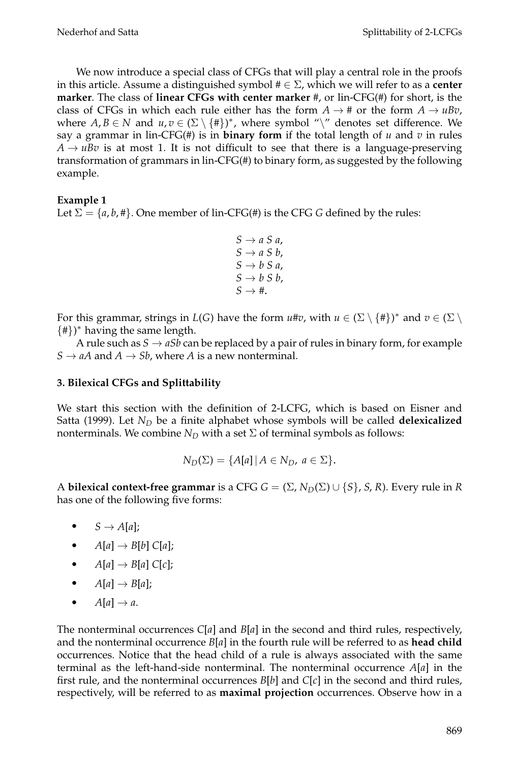We now introduce a special class of CFGs that will play a central role in the proofs in this article. Assume a distinguished symbol $\# \in \Sigma$, which we will refer to as a **center marker**. The class of **linear CFGs with center marker** #, or lin-CFG(#) for short, is the class of CFGs in which each rule either has the form $A \rightarrow \#$ or the form $A \rightarrow uBv$, where $A, B \in N$ and $u, v \in (\Sigma \setminus \{\#\})^*$, where symbol "$\setminus$" denotes set difference. We say a grammar in lin-CFG(#) is in **binary form** if the total length of $u$ and $v$ in rules $A \rightarrow uBv$ is at most 1. It is not difficult to see that there is a language-preserving transformation of grammars in lin-CFG(#) to binary form, as suggested by the following example.

**Example 1**
Let $\Sigma = \{a, b, \#\}$. One member of lin-CFG(#) is the CFG $G$ defined by the rules:

$$
\begin{aligned}
S &\rightarrow a\ S\ a, \\
S &\rightarrow a\ S\ b, \\
S &\rightarrow b\ S\ a, \\
S &\rightarrow b\ S\ b, \\
S &\rightarrow \#.
\end{aligned}
$$

For this grammar, strings in $L(G)$ have the form $u\#v$, with $u \in (\Sigma \setminus \{\#\})^*$ and $v \in (\Sigma \setminus \{\#\})^*$ having the same length.

A rule such as $S \rightarrow aSb$ can be replaced by a pair of rules in binary form, for example $S \rightarrow aA$ and $A \rightarrow Sb$, where $A$ is a new nonterminal.

### 3. Bilexical CFGs and Splittability

We start this section with the definition of 2-LCFG, which is based on Eisner and Satta (1999). Let $N_D$ be a finite alphabet whose symbols will be called **delexicalized** nonterminals. We combine $N_D$ with a set $\Sigma$ of terminal symbols as follows:

$$N_D(\Sigma) = \{A[a] \mid A \in N_D,\ a \in \Sigma\}.$$

A **bilexical context-free grammar** is a CFG $G = (\Sigma, N_D(\Sigma) \cup \{S\}, S, R)$. Every rule in $R$ has one of the following five forms:

- $S \rightarrow A[a]$;
- $A[a] \rightarrow B[b]\ C[a]$;
- $A[a] \rightarrow B[a]\ C[c]$;
- $A[a] \rightarrow B[a]$;
- $A[a] \rightarrow a$.

The nonterminal occurrences $C[a]$ and $B[a]$ in the second and third rules, respectively, and the nonterminal occurrence $B[a]$ in the fourth rule will be referred to as **head child** occurrences. Notice that the head child of a rule is always associated with the same terminal as the left-hand-side nonterminal. The nonterminal occurrence $A[a]$ in the first rule, and the nonterminal occurrences $B[b]$ and $C[c]$ in the second and third rules, respectively, will be referred to as **maximal projection** occurrences. Observe how in a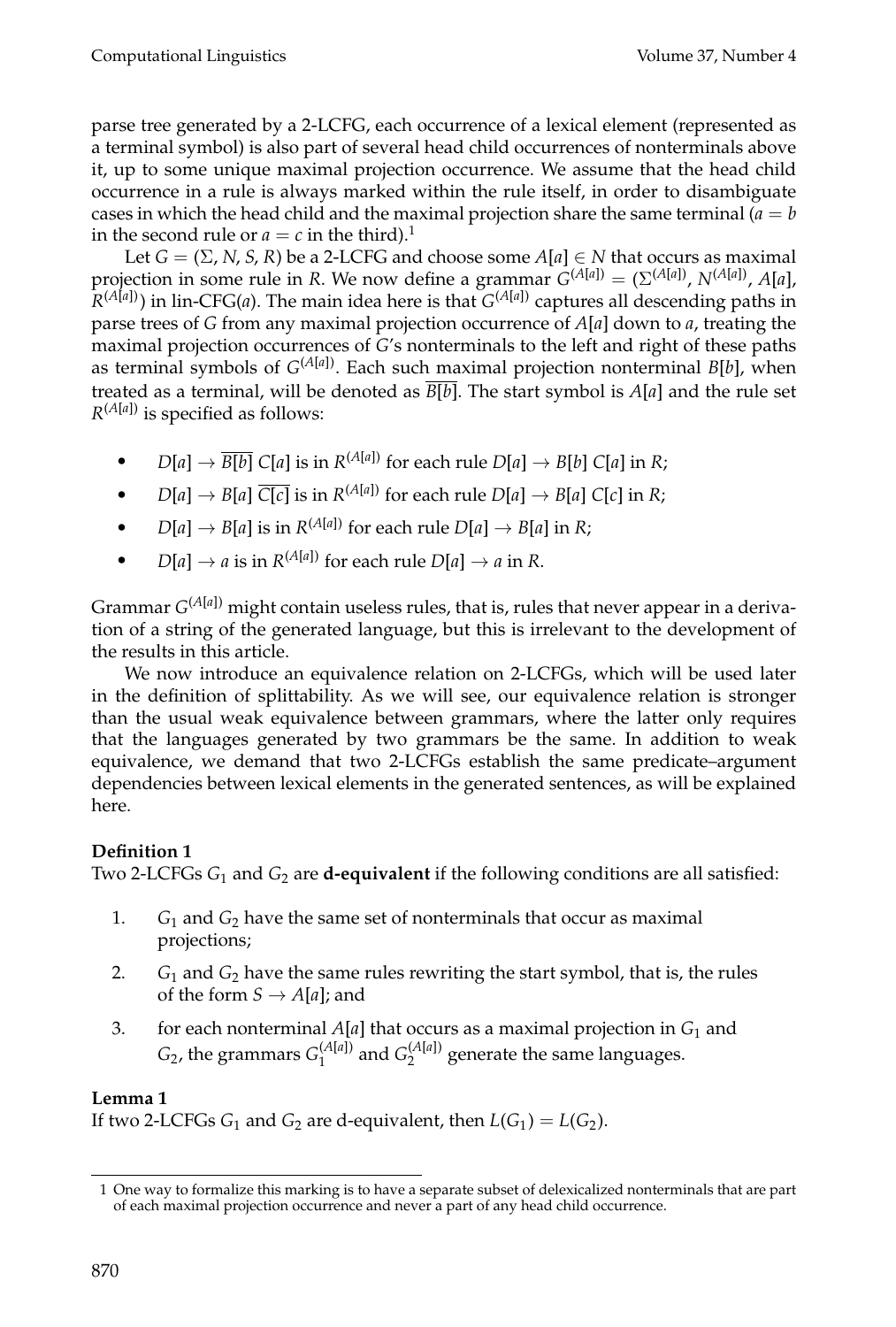parse tree generated by a 2-LCFG, each occurrence of a lexical element (represented as a terminal symbol) is also part of several head child occurrences of nonterminals above it, up to some unique maximal projection occurrence. We assume that the head child occurrence in a rule is always marked within the rule itself, in order to disambiguate cases in which the head child and the maximal projection share the same terminal ($a = b$ in the second rule or $a = c$ in the third).[1]

Let $G = (\Sigma, N, S, R)$ be a 2-LCFG and choose some $A[a] \in N$ that occurs as maximal projection in some rule in $R$. We now define a grammar $G^{(A[a])} = (\Sigma^{(A[a])}, N^{(A[a])}, A[a], R^{(A[a])})$ in lin-CFG($a$). The main idea here is that $G^{(A[a])}$ captures all descending paths in parse trees of $G$ from any maximal projection occurrence of $A[a]$ down to $a$, treating the maximal projection occurrences of $G$'s nonterminals to the left and right of these paths as terminal symbols of $G^{(A[a])}$. Each such maximal projection nonterminal $B[b]$, when treated as a terminal, will be denoted as $\overline{B[b]}$. The start symbol is $A[a]$ and the rule set $R^{(A[a])}$ is specified as follows:

- $D[a] \rightarrow \overline{B[b]}\ C[a]$ is in $R^{(A[a])}$ for each rule $D[a] \rightarrow B[b]\ C[a]$ in $R$;
- $D[a] \rightarrow B[a]\ \overline{C[c]}$ is in $R^{(A[a])}$ for each rule $D[a] \rightarrow B[a]\ C[c]$ in $R$;
- $D[a] \rightarrow B[a]$ is in $R^{(A[a])}$ for each rule $D[a] \rightarrow B[a]$ in $R$;
- $D[a] \rightarrow a$ is in $R^{(A[a])}$ for each rule $D[a] \rightarrow a$ in $R$.

Grammar $G^{(A[a])}$ might contain useless rules, that is, rules that never appear in a derivation of a string of the generated language, but this is irrelevant to the development of the results in this article.

We now introduce an equivalence relation on 2-LCFGs, which will be used later in the definition of splittability. As we will see, our equivalence relation is stronger than the usual weak equivalence between grammars, where the latter only requires that the languages generated by two grammars be the same. In addition to weak equivalence, we demand that two 2-LCFGs establish the same predicate–argument dependencies between lexical elements in the generated sentences, as will be explained here.

**Definition 1**
Two 2-LCFGs $G_1$ and $G_2$ are **d-equivalent** if the following conditions are all satisfied:

1. $G_1$ and $G_2$ have the same set of nonterminals that occur as maximal projections;
2. $G_1$ and $G_2$ have the same rules rewriting the start symbol, that is, the rules of the form $S \rightarrow A[a]$; and
3. for each nonterminal $A[a]$ that occurs as a maximal projection in $G_1$ and $G_2$, the grammars $G_1^{(A[a])}$ and $G_2^{(A[a])}$ generate the same languages.

**Lemma 1**
If two 2-LCFGs $G_1$ and $G_2$ are d-equivalent, then $L(G_1) = L(G_2)$.

[1] One way to formalize this marking is to have a separate subset of delexicalized nonterminals that are part of each maximal projection occurrence and never a part of any head child occurrence.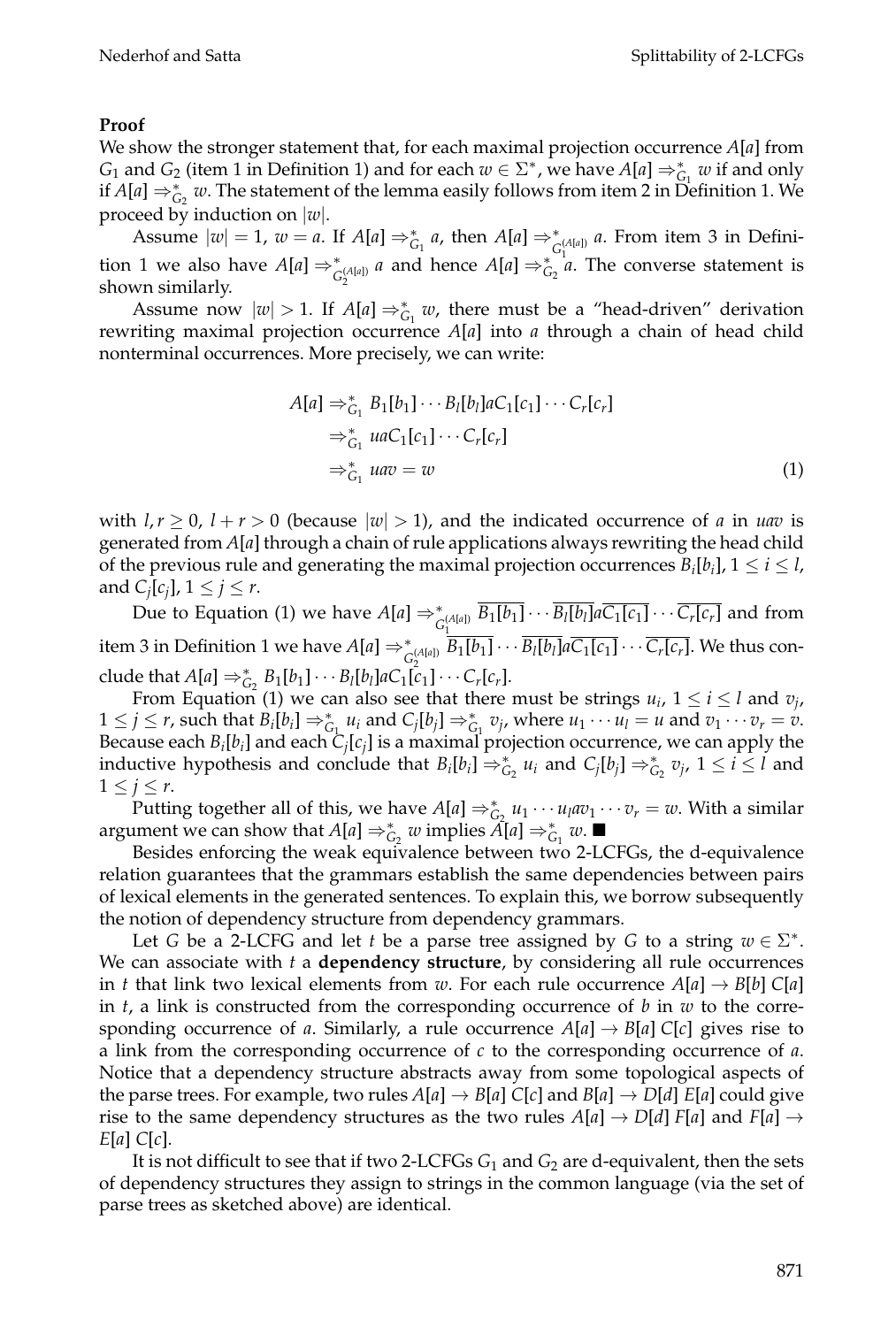**Proof**

We show the stronger statement that, for each maximal projection occurrence $A[a]$ from $G_1$ and $G_2$ (item 1 in Definition 1) and for each $w \in \Sigma^*$, we have $A[a] \Rightarrow^*_{G_1} w$ if and only if $A[a] \Rightarrow^*_{G_2} w$. The statement of the lemma easily follows from item 2 in Definition 1. We proceed by induction on $|w|$.

Assume $|w| = 1$, $w = a$. If $A[a] \Rightarrow^*_{G_1} a$, then $A[a] \Rightarrow^*_{G_1^{(A[a])}} a$. From item 3 in Definition 1 we also have $A[a] \Rightarrow^*_{G_2^{(A[a])}} a$ and hence $A[a] \Rightarrow^*_{G_2} a$. The converse statement is shown similarly.

Assume now $|w| > 1$. If $A[a] \Rightarrow^*_{G_1} w$, there must be a "head-driven" derivation rewriting maximal projection occurrence $A[a]$ into $a$ through a chain of head child nonterminal occurrences. More precisely, we can write:

$$\begin{aligned} A[a] &\Rightarrow^*_{G_1} B_1[b_1] \cdots B_l[b_l] a C_1[c_1] \cdots C_r[c_r] \\ &\Rightarrow^*_{G_1} u a C_1[c_1] \cdots C_r[c_r] \\ &\Rightarrow^*_{G_1} uav = w \end{aligned} \tag{1}$$

with $l, r \geq 0$, $l + r > 0$ (because $|w| > 1$), and the indicated occurrence of $a$ in $uav$ is generated from $A[a]$ through a chain of rule applications always rewriting the head child of the previous rule and generating the maximal projection occurrences $B_i[b_i]$, $1 \leq i \leq l$, and $C_j[c_j]$, $1 \leq j \leq r$.

Due to Equation (1) we have $A[a] \Rightarrow^*_{G_1^{(A[a])}} \overline{B_1[b_1]} \cdots \overline{B_l[b_l]} a \overline{C_1[c_1]} \cdots \overline{C_r[c_r]}$ and from item 3 in Definition 1 we have $A[a] \Rightarrow^*_{G_2^{(A[a])}} \overline{B_1[b_1]} \cdots \overline{B_l[b_l]} a \overline{C_1[c_1]} \cdots \overline{C_r[c_r]}$. We thus conclude that $A[a] \Rightarrow^*_{G_2} B_1[b_1] \cdots B_l[b_l] a C_1[c_1] \cdots C_r[c_r]$.

From Equation (1) we can also see that there must be strings $u_i$, $1 \leq i \leq l$ and $v_j$, $1 \leq j \leq r$, such that $B_i[b_i] \Rightarrow^*_{G_1} u_i$ and $C_j[b_j] \Rightarrow^*_{G_1} v_j$, where $u_1 \cdots u_l = u$ and $v_1 \cdots v_r = v$. Because each $B_i[b_i]$ and each $C_j[c_j]$ is a maximal projection occurrence, we can apply the inductive hypothesis and conclude that $B_i[b_i] \Rightarrow^*_{G_2} u_i$ and $C_j[b_j] \Rightarrow^*_{G_2} v_j$, $1 \leq i \leq l$ and $1 \leq j \leq r$.

Putting together all of this, we have $A[a] \Rightarrow^*_{G_2} u_1 \cdots u_l a v_1 \cdots v_r = w$. With a similar argument we can show that $A[a] \Rightarrow^*_{G_2} w$ implies $A[a] \Rightarrow^*_{G_1} w$. ■

Besides enforcing the weak equivalence between two 2-LCFGs, the d-equivalence relation guarantees that the grammars establish the same dependencies between pairs of lexical elements in the generated sentences. To explain this, we borrow subsequently the notion of dependency structure from dependency grammars.

Let $G$ be a 2-LCFG and let $t$ be a parse tree assigned by $G$ to a string $w \in \Sigma^*$. We can associate with $t$ a **dependency structure**, by considering all rule occurrences in $t$ that link two lexical elements from $w$. For each rule occurrence $A[a] \rightarrow B[b]\ C[a]$ in $t$, a link is constructed from the corresponding occurrence of $b$ in $w$ to the corresponding occurrence of $a$. Similarly, a rule occurrence $A[a] \rightarrow B[a]\ C[c]$ gives rise to a link from the corresponding occurrence of $c$ to the corresponding occurrence of $a$. Notice that a dependency structure abstracts away from some topological aspects of the parse trees. For example, two rules $A[a] \rightarrow B[a]\ C[c]$ and $B[a] \rightarrow D[d]\ E[a]$ could give rise to the same dependency structures as the two rules $A[a] \rightarrow D[d]\ F[a]$ and $F[a] \rightarrow E[a]\ C[c]$.

It is not difficult to see that if two 2-LCFGs $G_1$ and $G_2$ are d-equivalent, then the sets of dependency structures they assign to strings in the common language (via the set of parse trees as sketched above) are identical.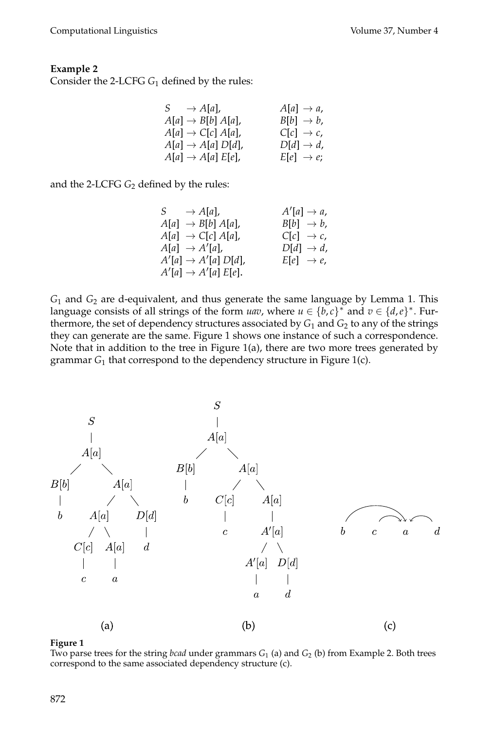**Example 2**
Consider the 2-LCFG $G_1$ defined by the rules:

$$
\begin{array}{llll}
S & \rightarrow A[a], & A[a] & \rightarrow a, \\
A[a] & \rightarrow B[b]\ A[a], & B[b] & \rightarrow b, \\
A[a] & \rightarrow C[c]\ A[a], & C[c] & \rightarrow c, \\
A[a] & \rightarrow A[a]\ D[d], & D[d] & \rightarrow d, \\
A[a] & \rightarrow A[a]\ E[e], & E[e] & \rightarrow e;
\end{array}
$$

and the 2-LCFG $G_2$ defined by the rules:

$$
\begin{array}{llll}
S & \rightarrow A[a], & A'[a] & \rightarrow a, \\
A[a] & \rightarrow B[b]\ A[a], & B[b] & \rightarrow b, \\
A[a] & \rightarrow C[c]\ A[a], & C[c] & \rightarrow c, \\
A[a] & \rightarrow A'[a], & D[d] & \rightarrow d, \\
A'[a] & \rightarrow A'[a]\ D[d], & E[e] & \rightarrow e, \\
A'[a] & \rightarrow A'[a]\ E[e]. & &
\end{array}
$$

$G_1$ and $G_2$ are d-equivalent, and thus generate the same language by Lemma 1. This language consists of all strings of the form $uav$, where $u \in \{b, c\}^*$ and $v \in \{d, e\}^*$. Furthermore, the set of dependency structures associated by $G_1$ and $G_2$ to any of the strings they can generate are the same. Figure 1 shows one instance of such a correspondence. Note that in addition to the tree in Figure 1(a), there are two more trees generated by grammar $G_1$ that correspond to the dependency structure in Figure 1(c).

**Figure 1**
Two parse trees for the string *bcad* under grammars $G_1$ (a) and $G_2$ (b) from Example 2. Both trees correspond to the same associated dependency structure (c).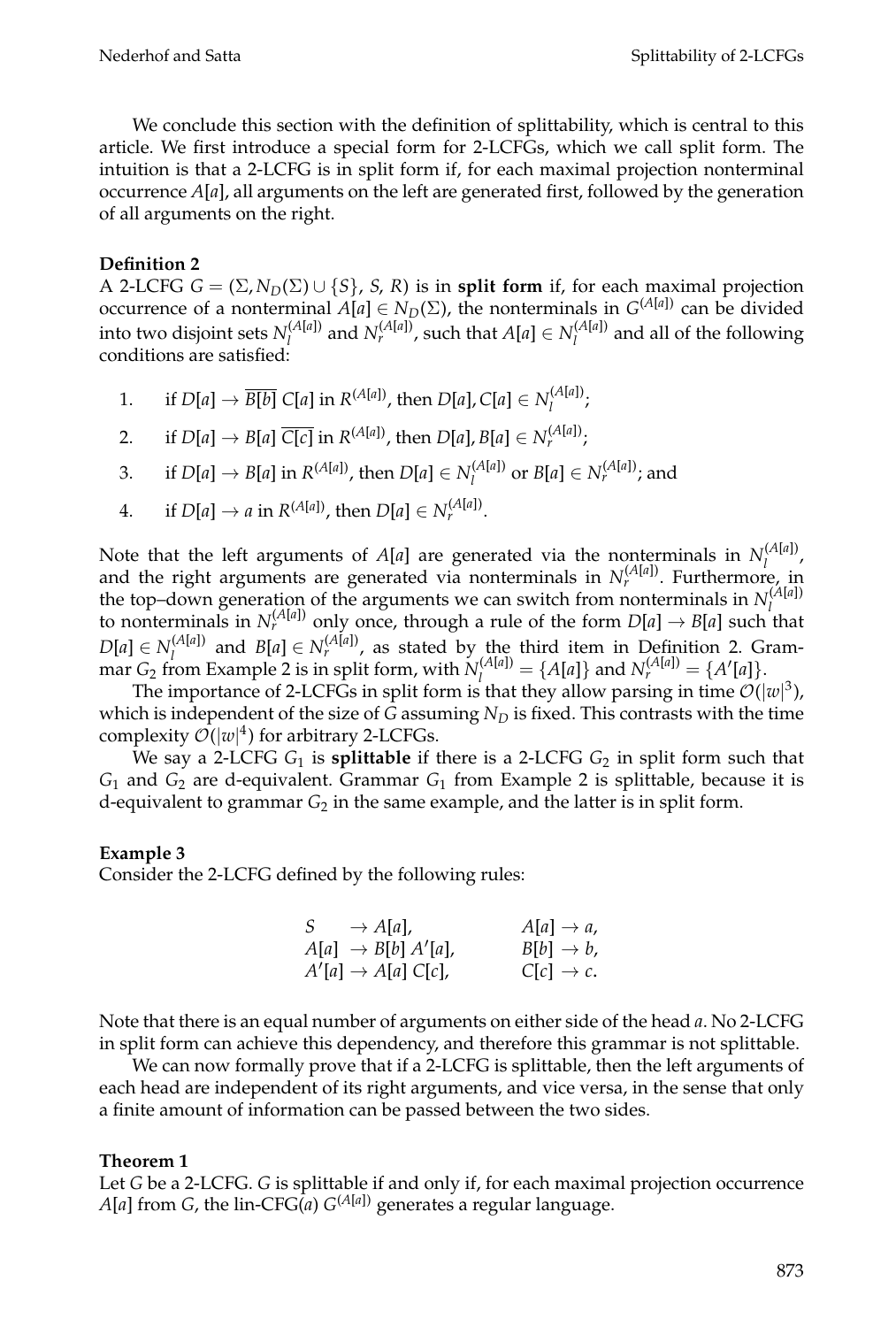We conclude this section with the definition of splittability, which is central to this article. We first introduce a special form for 2-LCFGs, which we call split form. The intuition is that a 2-LCFG is in split form if, for each maximal projection nonterminal occurrence $A[a]$, all arguments on the left are generated first, followed by the generation of all arguments on the right.

**Definition 2**
A 2-LCFG $G = (\Sigma, N_D(\Sigma) \cup \{S\}, S, R)$ is in **split form** if, for each maximal projection occurrence of a nonterminal $A[a] \in N_D(\Sigma)$, the nonterminals in $G^{(A[a])}$ can be divided into two disjoint sets $N_l^{(A[a])}$ and $N_r^{(A[a])}$, such that $A[a] \in N_l^{(A[a])}$ and all of the following conditions are satisfied:

1. if $D[a] \rightarrow \overline{B[b]}\; C[a]$ in $R^{(A[a])}$, then $D[a], C[a] \in N_l^{(A[a])}$;
2. if $D[a] \rightarrow B[a]\; \overline{C[c]}$ in $R^{(A[a])}$, then $D[a], B[a] \in N_r^{(A[a])}$;
3. if $D[a] \rightarrow B[a]$ in $R^{(A[a])}$, then $D[a] \in N_l^{(A[a])}$ or $B[a] \in N_r^{(A[a])}$; and
4. if $D[a] \rightarrow a$ in $R^{(A[a])}$, then $D[a] \in N_r^{(A[a])}$.

Note that the left arguments of $A[a]$ are generated via the nonterminals in $N_l^{(A[a])}$, and the right arguments are generated via nonterminals in $N_r^{(A[a])}$. Furthermore, in the top–down generation of the arguments we can switch from nonterminals in $N_l^{(A[a])}$ to nonterminals in $N_r^{(A[a])}$ only once, through a rule of the form $D[a] \rightarrow B[a]$ such that $D[a] \in N_l^{(A[a])}$ and $B[a] \in N_r^{(A[a])}$, as stated by the third item in Definition 2. Grammar $G_2$ from Example 2 is in split form, with $N_l^{(A[a])} = \{A[a]\}$ and $N_r^{(A[a])} = \{A'[a]\}$.

The importance of 2-LCFGs in split form is that they allow parsing in time $\mathcal{O}(|w|^3)$, which is independent of the size of $G$ assuming $N_D$ is fixed. This contrasts with the time complexity $\mathcal{O}(|w|^4)$ for arbitrary 2-LCFGs.

We say a 2-LCFG $G_1$ is **splittable** if there is a 2-LCFG $G_2$ in split form such that $G_1$ and $G_2$ are d-equivalent. Grammar $G_1$ from Example 2 is splittable, because it is d-equivalent to grammar $G_2$ in the same example, and the latter is in split form.

**Example 3**
Consider the 2-LCFG defined by the following rules:

$$
\begin{array}{llll}
S & \rightarrow A[a], & A[a] & \rightarrow a, \\
A[a] & \rightarrow B[b]\; A'[a], & B[b] & \rightarrow b, \\
A'[a] & \rightarrow A[a]\; C[c], & C[c] & \rightarrow c.
\end{array}
$$

Note that there is an equal number of arguments on either side of the head $a$. No 2-LCFG in split form can achieve this dependency, and therefore this grammar is not splittable.

We can now formally prove that if a 2-LCFG is splittable, then the left arguments of each head are independent of its right arguments, and vice versa, in the sense that only a finite amount of information can be passed between the two sides.

**Theorem 1**
Let $G$ be a 2-LCFG. $G$ is splittable if and only if, for each maximal projection occurrence $A[a]$ from $G$, the lin-CFG($a$) $G^{(A[a])}$ generates a regular language.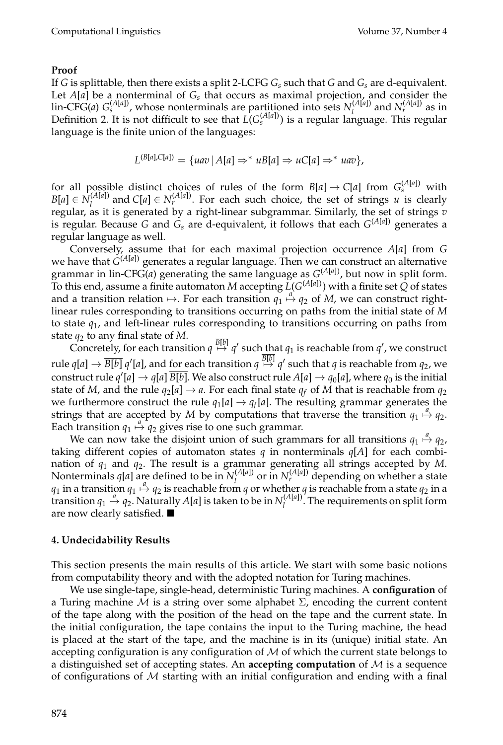**Proof**

If $G$ is splittable, then there exists a split 2-LCFG $G_s$ such that $G$ and $G_s$ are d-equivalent. Let $A[a]$ be a nonterminal of $G_s$ that occurs as maximal projection, and consider the lin-CFG($a$) $G_s^{(A[a])}$, whose nonterminals are partitioned into sets $N_l^{(A[a])}$ and $N_r^{(A[a])}$ as in Definition 2. It is not difficult to see that $L(G_s^{(A[a])})$ is a regular language. This regular language is the finite union of the languages:

$$L^{(B[a],C[a])} = \{uav \mid A[a] \Rightarrow^* uB[a] \Rightarrow uC[a] \Rightarrow^* uav\},$$

for all possible distinct choices of rules of the form $B[a] \rightarrow C[a]$ from $G_s^{(A[a])}$ with $B[a] \in N_l^{(A[a])}$ and $C[a] \in N_r^{(A[a])}$. For each such choice, the set of strings $u$ is clearly regular, as it is generated by a right-linear subgrammar. Similarly, the set of strings $v$ is regular. Because $G$ and $G_s$ are d-equivalent, it follows that each $G^{(A[a])}$ generates a regular language as well.

Conversely, assume that for each maximal projection occurrence $A[a]$ from $G$ we have that $G^{(A[a])}$ generates a regular language. Then we can construct an alternative grammar in lin-CFG($a$) generating the same language as $G^{(A[a])}$, but now in split form. To this end, assume a finite automaton $M$ accepting $L(G^{(A[a])})$ with a finite set $Q$ of states and a transition relation $\mapsto$. For each transition $q_1 \overset{a}{\mapsto} q_2$ of $M$, we can construct right-linear rules corresponding to transitions occurring on paths from the initial state of $M$ to state $q_1$, and left-linear rules corresponding to transitions occurring on paths from state $q_2$ to any final state of $M$.

Concretely, for each transition $q \overset{\overline{B[b]}}{\mapsto} q'$ such that $q_1$ is reachable from $q'$, we construct rule $q[a] \rightarrow \overline{B[b]}\, q'[a]$, and for each transition $q \overset{\overline{B[b]}}{\mapsto} q'$ such that $q$ is reachable from $q_2$, we construct rule $q'[a] \rightarrow q[a]\, \overline{B[b]}$. We also construct rule $A[a] \rightarrow q_0[a]$, where $q_0$ is the initial state of $M$, and the rule $q_2[a] \rightarrow a$. For each final state $q_f$ of $M$ that is reachable from $q_2$ we furthermore construct the rule $q_1[a] \rightarrow q_f[a]$. The resulting grammar generates the strings that are accepted by $M$ by computations that traverse the transition $q_1 \overset{a}{\mapsto} q_2$. Each transition $q_1 \overset{a}{\mapsto} q_2$ gives rise to one such grammar.

We can now take the disjoint union of such grammars for all transitions $q_1 \overset{a}{\mapsto} q_2$, taking different copies of automaton states $q$ in nonterminals $q[A]$ for each combination of $q_1$ and $q_2$. The result is a grammar generating all strings accepted by $M$. Nonterminals $q[a]$ are defined to be in $N_l^{(A[a])}$ or in $N_r^{(A[a])}$ depending on whether a state $q_1$ in a transition $q_1 \overset{a}{\mapsto} q_2$ is reachable from $q$ or whether $q$ is reachable from a state $q_2$ in a transition $q_1 \overset{a}{\mapsto} q_2$. Naturally $A[a]$ is taken to be in $N_l^{(A[a])}$. The requirements on split form are now clearly satisfied. ■

## 4. Undecidability Results

This section presents the main results of this article. We start with some basic notions from computability theory and with the adopted notation for Turing machines.

We use single-tape, single-head, deterministic Turing machines. A **configuration** of a Turing machine $\mathcal{M}$ is a string over some alphabet $\Sigma$, encoding the current content of the tape along with the position of the head on the tape and the current state. In the initial configuration, the tape contains the input to the Turing machine, the head is placed at the start of the tape, and the machine is in its (unique) initial state. An accepting configuration is any configuration of $\mathcal{M}$ of which the current state belongs to a distinguished set of accepting states. An **accepting computation** of $\mathcal{M}$ is a sequence of configurations of $\mathcal{M}$ starting with an initial configuration and ending with a final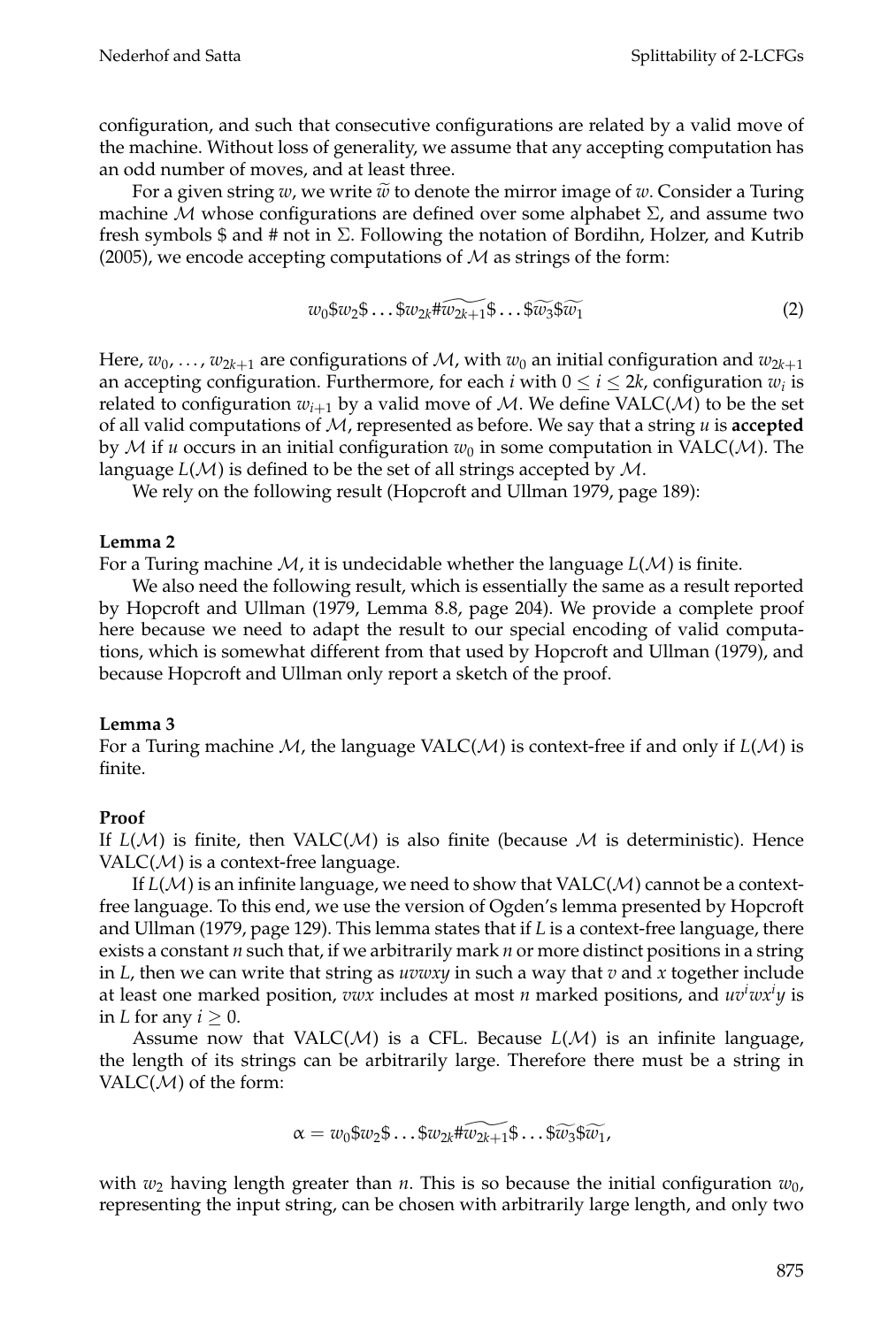configuration, and such that consecutive configurations are related by a valid move of the machine. Without loss of generality, we assume that any accepting computation has an odd number of moves, and at least three.

For a given string $w$, we write $\widetilde{w}$ to denote the mirror image of $w$. Consider a Turing machine $\mathcal{M}$ whose configurations are defined over some alphabet $\Sigma$, and assume two fresh symbols \$ and # not in $\Sigma$. Following the notation of Bordihn, Holzer, and Kutrib (2005), we encode accepting computations of $\mathcal{M}$ as strings of the form:

$$w_0\$w_2\$\ldots\$w_{2k}\#\widetilde{w_{2k+1}}\$\ldots\$\widetilde{w_3}\$\widetilde{w_1} \tag{2}$$

Here, $w_0, \ldots, w_{2k+1}$ are configurations of $\mathcal{M}$, with $w_0$ an initial configuration and $w_{2k+1}$ an accepting configuration. Furthermore, for each $i$ with $0 \leq i \leq 2k$, configuration $w_i$ is related to configuration $w_{i+1}$ by a valid move of $\mathcal{M}$. We define VALC($\mathcal{M}$) to be the set of all valid computations of $\mathcal{M}$, represented as before. We say that a string $u$ is **accepted** by $\mathcal{M}$ if $u$ occurs in an initial configuration $w_0$ in some computation in VALC($\mathcal{M}$). The language $L(\mathcal{M})$ is defined to be the set of all strings accepted by $\mathcal{M}$.

We rely on the following result (Hopcroft and Ullman 1979, page 189):

**Lemma 2**
For a Turing machine $\mathcal{M}$, it is undecidable whether the language $L(\mathcal{M})$ is finite.

We also need the following result, which is essentially the same as a result reported by Hopcroft and Ullman (1979, Lemma 8.8, page 204). We provide a complete proof here because we need to adapt the result to our special encoding of valid computations, which is somewhat different from that used by Hopcroft and Ullman (1979), and because Hopcroft and Ullman only report a sketch of the proof.

**Lemma 3**
For a Turing machine $\mathcal{M}$, the language VALC($\mathcal{M}$) is context-free if and only if $L(\mathcal{M})$ is finite.

**Proof**
If $L(\mathcal{M})$ is finite, then VALC($\mathcal{M}$) is also finite (because $\mathcal{M}$ is deterministic). Hence VALC($\mathcal{M}$) is a context-free language.

If $L(\mathcal{M})$ is an infinite language, we need to show that VALC($\mathcal{M}$) cannot be a context-free language. To this end, we use the version of Ogden's lemma presented by Hopcroft and Ullman (1979, page 129). This lemma states that if $L$ is a context-free language, there exists a constant $n$ such that, if we arbitrarily mark $n$ or more distinct positions in a string in $L$, then we can write that string as $uvwxy$ in such a way that $v$ and $x$ together include at least one marked position, $vwx$ includes at most $n$ marked positions, and $uv^iwx^iy$ is in $L$ for any $i \geq 0$.

Assume now that VALC($\mathcal{M}$) is a CFL. Because $L(\mathcal{M})$ is an infinite language, the length of its strings can be arbitrarily large. Therefore there must be a string in VALC($\mathcal{M}$) of the form:

$$\alpha = w_0\$w_2\$\ldots\$w_{2k}\#\widetilde{w_{2k+1}}\$\ldots\$\widetilde{w_3}\$\widetilde{w_1},$$

with $w_2$ having length greater than $n$. This is so because the initial configuration $w_0$, representing the input string, can be chosen with arbitrarily large length, and only two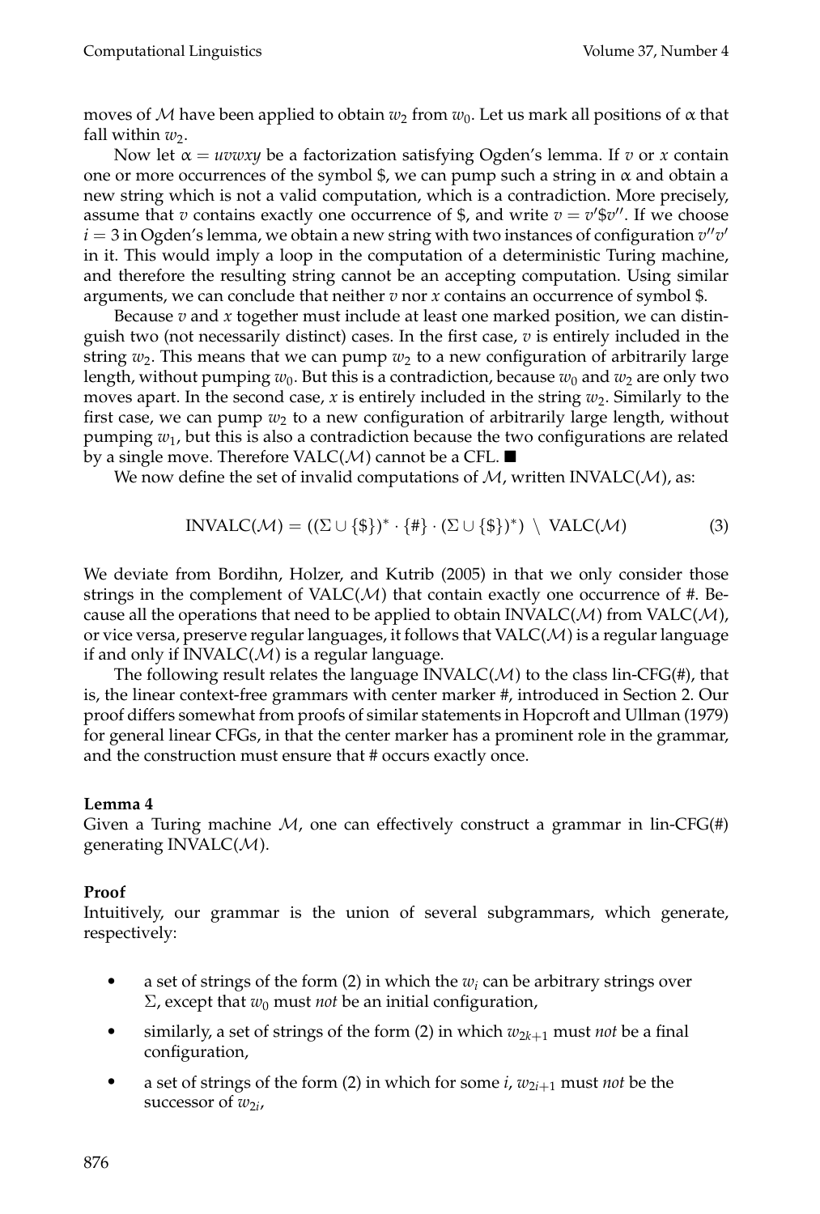moves of $\mathcal{M}$ have been applied to obtain $w_2$ from $w_0$. Let us mark all positions of $\alpha$ that fall within $w_2$.

Now let $\alpha = uvwxy$ be a factorization satisfying Ogden's lemma. If $v$ or $x$ contain one or more occurrences of the symbol \$, we can pump such a string in $\alpha$ and obtain a new string which is not a valid computation, which is a contradiction. More precisely, assume that $v$ contains exactly one occurrence of \$, and write $v = v'\$v''$. If we choose $i = 3$ in Ogden's lemma, we obtain a new string with two instances of configuration $v''v'$ in it. This would imply a loop in the computation of a deterministic Turing machine, and therefore the resulting string cannot be an accepting computation. Using similar arguments, we can conclude that neither $v$ nor $x$ contains an occurrence of symbol \$.

Because $v$ and $x$ together must include at least one marked position, we can distinguish two (not necessarily distinct) cases. In the first case, $v$ is entirely included in the string $w_2$. This means that we can pump $w_2$ to a new configuration of arbitrarily large length, without pumping $w_0$. But this is a contradiction, because $w_0$ and $w_2$ are only two moves apart. In the second case, $x$ is entirely included in the string $w_2$. Similarly to the first case, we can pump $w_2$ to a new configuration of arbitrarily large length, without pumping $w_1$, but this is also a contradiction because the two configurations are related by a single move. Therefore VALC($\mathcal{M}$) cannot be a CFL. ■

We now define the set of invalid computations of $\mathcal{M}$, written INVALC($\mathcal{M}$), as:

$$\text{INVALC}(\mathcal{M}) = ((\Sigma \cup \{\$\})^* \cdot \{\#\} \cdot (\Sigma \cup \{\$\})^*) \setminus \text{VALC}(\mathcal{M}) \tag{3}$$

We deviate from Bordihn, Holzer, and Kutrib (2005) in that we only consider those strings in the complement of VALC($\mathcal{M}$) that contain exactly one occurrence of #. Because all the operations that need to be applied to obtain INVALC($\mathcal{M}$) from VALC($\mathcal{M}$), or vice versa, preserve regular languages, it follows that VALC($\mathcal{M}$) is a regular language if and only if INVALC($\mathcal{M}$) is a regular language.

The following result relates the language INVALC($\mathcal{M}$) to the class lin-CFG(#), that is, the linear context-free grammars with center marker #, introduced in Section 2. Our proof differs somewhat from proofs of similar statements in Hopcroft and Ullman (1979) for general linear CFGs, in that the center marker has a prominent role in the grammar, and the construction must ensure that # occurs exactly once.

**Lemma 4**
Given a Turing machine $\mathcal{M}$, one can effectively construct a grammar in lin-CFG(#) generating INVALC($\mathcal{M}$).

**Proof**
Intuitively, our grammar is the union of several subgrammars, which generate, respectively:

- a set of strings of the form (2) in which the $w_i$ can be arbitrary strings over $\Sigma$, except that $w_0$ must *not* be an initial configuration,
- similarly, a set of strings of the form (2) in which $w_{2k+1}$ must *not* be a final configuration,
- a set of strings of the form (2) in which for some $i$, $w_{2i+1}$ must *not* be the successor of $w_{2i}$,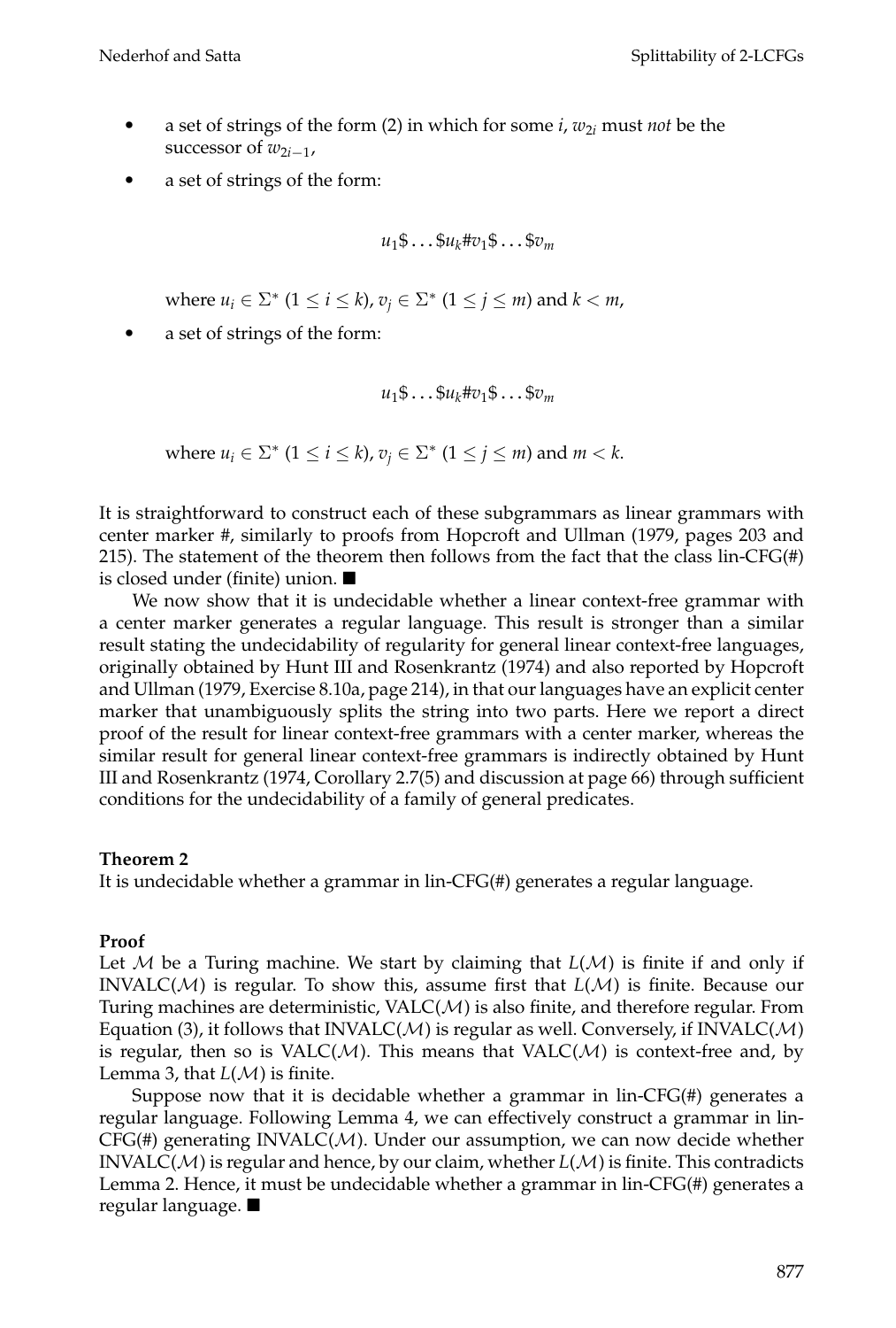- a set of strings of the form (2) in which for some $i$, $w_{2i}$ must *not* be the successor of $w_{2i-1}$,
- a set of strings of the form:

$$u_1\$ \ldots \$u_k\#v_1\$ \ldots \$v_m$$

where $u_i \in \Sigma^*$ $(1 \leq i \leq k)$, $v_j \in \Sigma^*$ $(1 \leq j \leq m)$ and $k < m$,

- a set of strings of the form:

$$u_1\$ \ldots \$u_k\#v_1\$ \ldots \$v_m$$

where $u_i \in \Sigma^*$ $(1 \leq i \leq k)$, $v_j \in \Sigma^*$ $(1 \leq j \leq m)$ and $m < k$.

It is straightforward to construct each of these subgrammars as linear grammars with center marker #, similarly to proofs from Hopcroft and Ullman (1979, pages 203 and 215). The statement of the theorem then follows from the fact that the class lin-CFG(#) is closed under (finite) union. ■

We now show that it is undecidable whether a linear context-free grammar with a center marker generates a regular language. This result is stronger than a similar result stating the undecidability of regularity for general linear context-free languages, originally obtained by Hunt III and Rosenkrantz (1974) and also reported by Hopcroft and Ullman (1979, Exercise 8.10a, page 214), in that our languages have an explicit center marker that unambiguously splits the string into two parts. Here we report a direct proof of the result for linear context-free grammars with a center marker, whereas the similar result for general linear context-free grammars is indirectly obtained by Hunt III and Rosenkrantz (1974, Corollary 2.7(5) and discussion at page 66) through sufficient conditions for the undecidability of a family of general predicates.

**Theorem 2**
It is undecidable whether a grammar in lin-CFG(#) generates a regular language.

**Proof**
Let $\mathcal{M}$ be a Turing machine. We start by claiming that $L(\mathcal{M})$ is finite if and only if INVALC($\mathcal{M}$) is regular. To show this, assume first that $L(\mathcal{M})$ is finite. Because our Turing machines are deterministic, VALC($\mathcal{M}$) is also finite, and therefore regular. From Equation (3), it follows that INVALC($\mathcal{M}$) is regular as well. Conversely, if INVALC($\mathcal{M}$) is regular, then so is VALC($\mathcal{M}$). This means that VALC($\mathcal{M}$) is context-free and, by Lemma 3, that $L(\mathcal{M})$ is finite.

Suppose now that it is decidable whether a grammar in lin-CFG(#) generates a regular language. Following Lemma 4, we can effectively construct a grammar in lin-CFG(#) generating INVALC($\mathcal{M}$). Under our assumption, we can now decide whether INVALC($\mathcal{M}$) is regular and hence, by our claim, whether $L(\mathcal{M})$ is finite. This contradicts Lemma 2. Hence, it must be undecidable whether a grammar in lin-CFG(#) generates a regular language. ■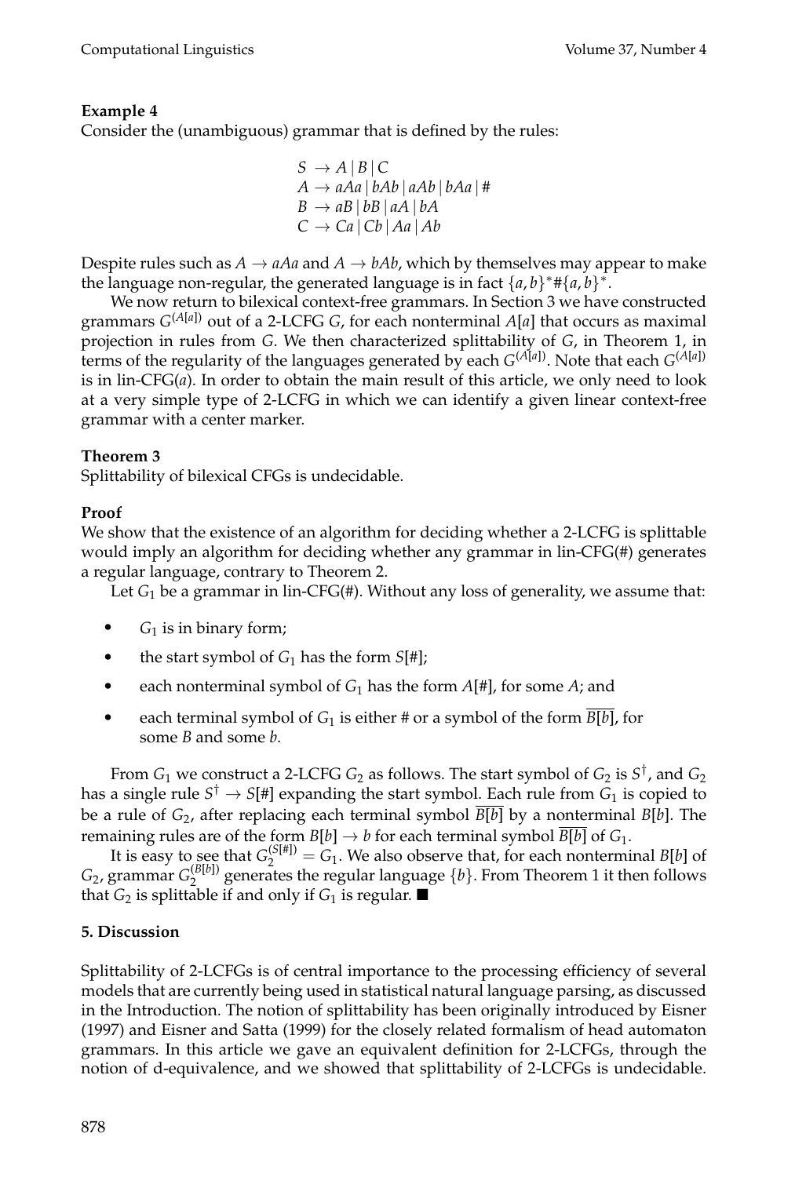**Example 4**

Consider the (unambiguous) grammar that is defined by the rules:

$$
\begin{aligned}
S &\rightarrow A \mid B \mid C \\
A &\rightarrow aAa \mid bAb \mid aAb \mid bAa \mid \# \\
B &\rightarrow aB \mid bB \mid aA \mid bA \\
C &\rightarrow Ca \mid Cb \mid Aa \mid Ab
\end{aligned}
$$

Despite rules such as $A \rightarrow aAa$ and $A \rightarrow bAb$, which by themselves may appear to make the language non-regular, the generated language is in fact $\{a,b\}^*\#\{a,b\}^*$.

We now return to bilexical context-free grammars. In Section 3 we have constructed grammars $G^{(A[a])}$ out of a 2-LCFG $G$, for each nonterminal $A[a]$ that occurs as maximal projection in rules from $G$. We then characterized splittability of $G$, in Theorem 1, in terms of the regularity of the languages generated by each $G^{(A[a])}$. Note that each $G^{(A[a])}$ is in lin-CFG($a$). In order to obtain the main result of this article, we only need to look at a very simple type of 2-LCFG in which we can identify a given linear context-free grammar with a center marker.

**Theorem 3**

Splittability of bilexical CFGs is undecidable.

**Proof**

We show that the existence of an algorithm for deciding whether a 2-LCFG is splittable would imply an algorithm for deciding whether any grammar in lin-CFG(#) generates a regular language, contrary to Theorem 2.

Let $G_1$ be a grammar in lin-CFG(#). Without any loss of generality, we assume that:

- $G_1$ is in binary form;
- the start symbol of $G_1$ has the form $S[\#]$;
- each nonterminal symbol of $G_1$ has the form $A[\#]$, for some $A$; and
- each terminal symbol of $G_1$ is either # or a symbol of the form $\overline{B[b]}$, for some $B$ and some $b$.

From $G_1$ we construct a 2-LCFG $G_2$ as follows. The start symbol of $G_2$ is $S^\dagger$, and $G_2$ has a single rule $S^\dagger \rightarrow S[\#]$ expanding the start symbol. Each rule from $G_1$ is copied to be a rule of $G_2$, after replacing each terminal symbol $\overline{B[b]}$ by a nonterminal $B[b]$. The remaining rules are of the form $B[b] \rightarrow b$ for each terminal symbol $\overline{B[b]}$ of $G_1$.

It is easy to see that $G_2^{(S[\#])} = G_1$. We also observe that, for each nonterminal $B[b]$ of $G_2$, grammar $G_2^{(B[b])}$ generates the regular language $\{b\}$. From Theorem 1 it then follows that $G_2$ is splittable if and only if $G_1$ is regular. ■

## 5. Discussion

Splittability of 2-LCFGs is of central importance to the processing efficiency of several models that are currently being used in statistical natural language parsing, as discussed in the Introduction. The notion of splittability has been originally introduced by Eisner (1997) and Eisner and Satta (1999) for the closely related formalism of head automaton grammars. In this article we gave an equivalent definition for 2-LCFGs, through the notion of d-equivalence, and we showed that splittability of 2-LCFGs is undecidable.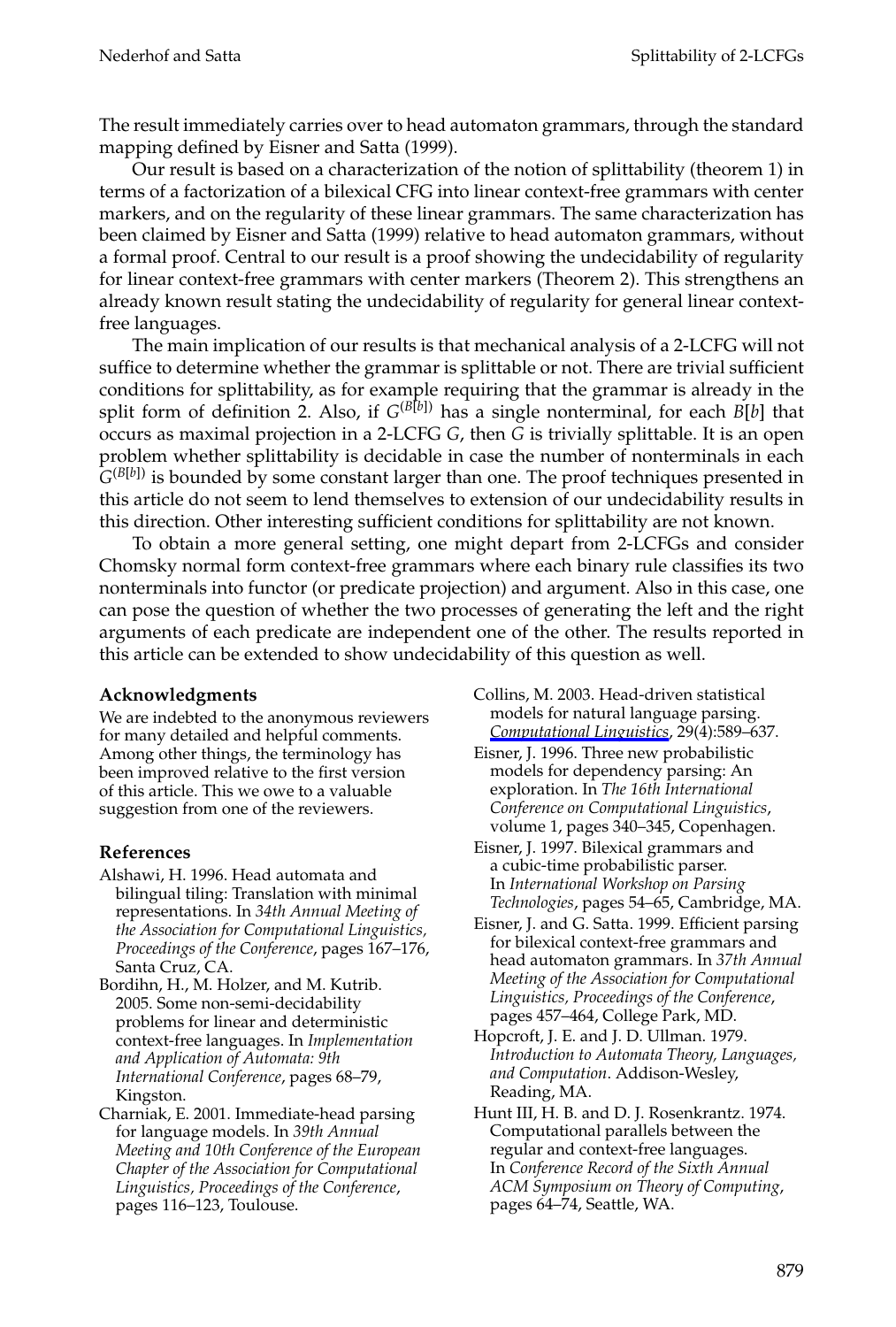The result immediately carries over to head automaton grammars, through the standard mapping defined by Eisner and Satta (1999).

Our result is based on a characterization of the notion of splittability (theorem 1) in terms of a factorization of a bilexical CFG into linear context-free grammars with center markers, and on the regularity of these linear grammars. The same characterization has been claimed by Eisner and Satta (1999) relative to head automaton grammars, without a formal proof. Central to our result is a proof showing the undecidability of regularity for linear context-free grammars with center markers (Theorem 2). This strengthens an already known result stating the undecidability of regularity for general linear context-free languages.

The main implication of our results is that mechanical analysis of a 2-LCFG will not suffice to determine whether the grammar is splittable or not. There are trivial sufficient conditions for splittability, as for example requiring that the grammar is already in the split form of definition 2. Also, if $G^{(B[b])}$ has a single nonterminal, for each $B[b]$ that occurs as maximal projection in a 2-LCFG $G$, then $G$ is trivially splittable. It is an open problem whether splittability is decidable in case the number of nonterminals in each $G^{(B[b])}$ is bounded by some constant larger than one. The proof techniques presented in this article do not seem to lend themselves to extension of our undecidability results in this direction. Other interesting sufficient conditions for splittability are not known.

To obtain a more general setting, one might depart from 2-LCFGs and consider Chomsky normal form context-free grammars where each binary rule classifies its two nonterminals into functor (or predicate projection) and argument. Also in this case, one can pose the question of whether the two processes of generating the left and the right arguments of each predicate are independent one of the other. The results reported in this article can be extended to show undecidability of this question as well.

### Acknowledgments

We are indebted to the anonymous reviewers for many detailed and helpful comments. Among other things, the terminology has been improved relative to the first version of this article. This we owe to a valuable suggestion from one of the reviewers.

### References

Alshawi, H. 1996. Head automata and bilingual tiling: Translation with minimal representations. In *34th Annual Meeting of the Association for Computational Linguistics, Proceedings of the Conference*, pages 167–176, Santa Cruz, CA.

Bordihn, H., M. Holzer, and M. Kutrib. 2005. Some non-semi-decidability problems for linear and deterministic context-free languages. In *Implementation and Application of Automata: 9th International Conference*, pages 68–79, Kingston.

Charniak, E. 2001. Immediate-head parsing for language models. In *39th Annual Meeting and 10th Conference of the European Chapter of the Association for Computational Linguistics, Proceedings of the Conference*, pages 116–123, Toulouse.

Collins, M. 2003. Head-driven statistical models for natural language parsing. *Computational Linguistics*, 29(4):589–637.

Eisner, J. 1996. Three new probabilistic models for dependency parsing: An exploration. In *The 16th International Conference on Computational Linguistics*, volume 1, pages 340–345, Copenhagen.

Eisner, J. 1997. Bilexical grammars and a cubic-time probabilistic parser. In *International Workshop on Parsing Technologies*, pages 54–65, Cambridge, MA.

Eisner, J. and G. Satta. 1999. Efficient parsing for bilexical context-free grammars and head automaton grammars. In *37th Annual Meeting of the Association for Computational Linguistics, Proceedings of the Conference*, pages 457–464, College Park, MD.

Hopcroft, J. E. and J. D. Ullman. 1979. *Introduction to Automata Theory, Languages, and Computation*. Addison-Wesley, Reading, MA.

Hunt III, H. B. and D. J. Rosenkrantz. 1974. Computational parallels between the regular and context-free languages. In *Conference Record of the Sixth Annual ACM Symposium on Theory of Computing*, pages 64–74, Seattle, WA.